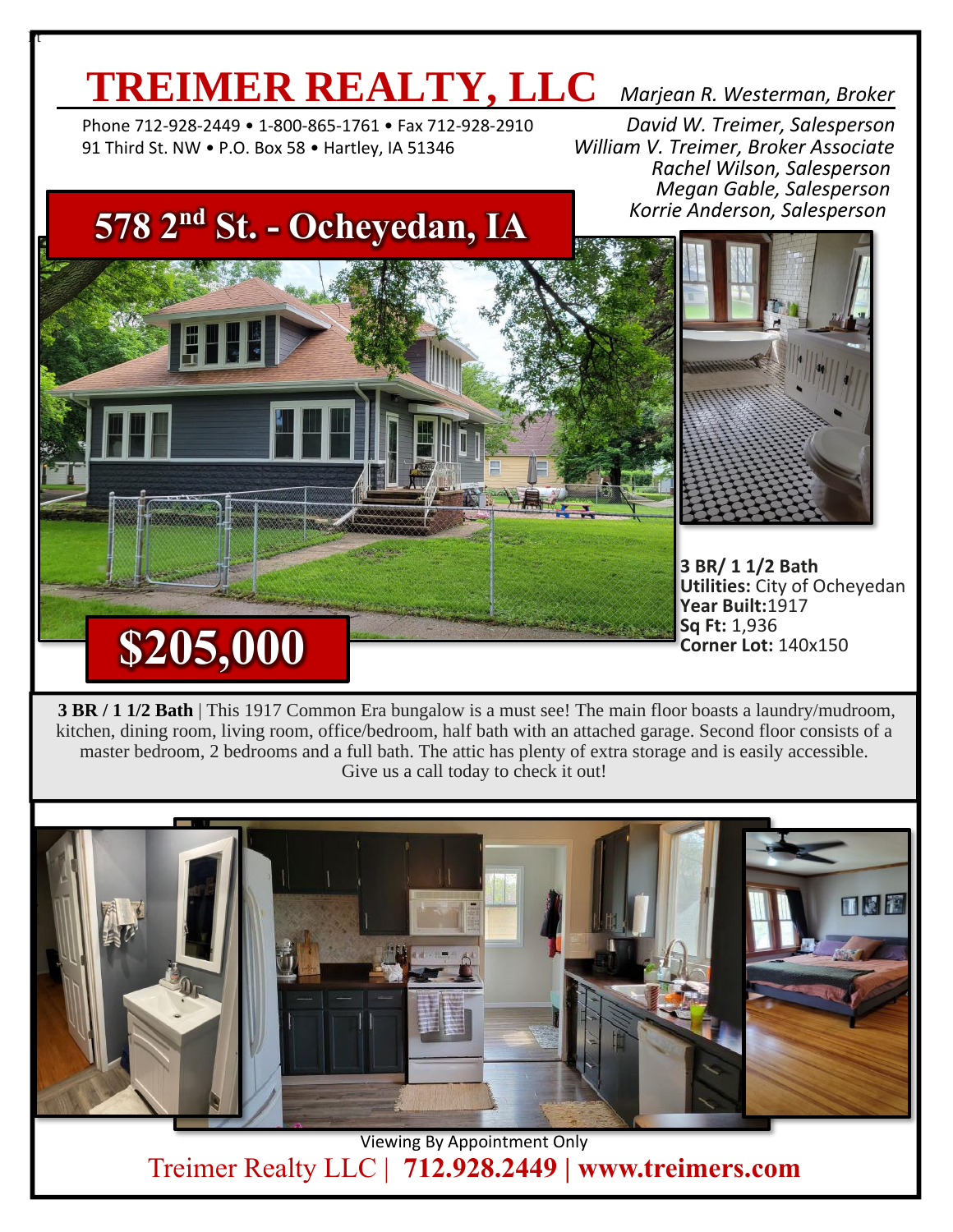# TREIMER REALTY, LLC

Phone 712-928-2449 • 1-800-865-1761 • Fax 712-928-2910
91 Third St. NW • P.O. Box 58 • Hartley, IA 51346

*Marjean R. Westerman, Broker*
*David W. Treimer, Salesperson*
*William V. Treimer, Broker Associate*
*Rachel Wilson, Salesperson*
*Megan Gable, Salesperson*
*Korrie Anderson, Salesperson*

## 578 2nd St. - Ocheyedan, IA

## $205,000

**3 BR/ 1 1/2 Bath**
**Utilities:** City of Ocheyedan
**Year Built:** 1917
**Sq Ft:** 1,936
**Corner Lot:** 140x150

**3 BR / 1 1/2 Bath** | This 1917 Common Era bungalow is a must see! The main floor boasts a laundry/mudroom, kitchen, dining room, living room, office/bedroom, half bath with an attached garage. Second floor consists of a master bedroom, 2 bedrooms and a full bath. The attic has plenty of extra storage and is easily accessible. Give us a call today to check it out!

Viewing By Appointment Only

Treimer Realty LLC | **712.928.2449 | www.treimers.com**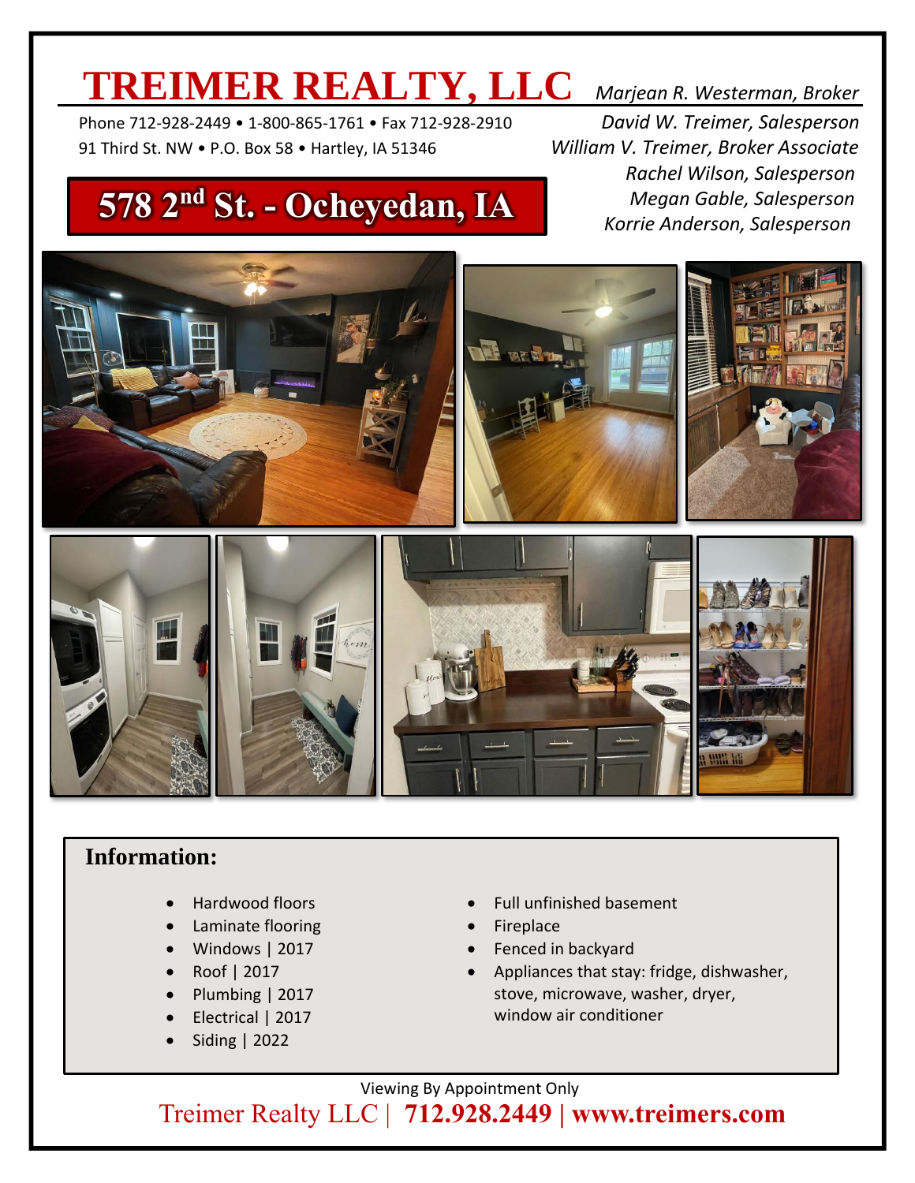# TREIMER REALTY, LLC

Phone 712-928-2449 • 1-800-865-1761 • Fax 712-928-2910
91 Third St. NW • P.O. Box 58 • Hartley, IA 51346

*Marjean R. Westerman, Broker*
*David W. Treimer, Salesperson*
*William V. Treimer, Broker Associate*
*Rachel Wilson, Salesperson*
*Megan Gable, Salesperson*
*Korrie Anderson, Salesperson*

## 578 2nd St. - Ocheyedan, IA

### Information:

- Hardwood floors
- Laminate flooring
- Windows | 2017
- Roof | 2017
- Plumbing | 2017
- Electrical | 2017
- Siding | 2022
- Full unfinished basement
- Fireplace
- Fenced in backyard
- Appliances that stay: fridge, dishwasher, stove, microwave, washer, dryer, window air conditioner

Viewing By Appointment Only

Treimer Realty LLC | **712.928.2449 | www.treimers.com**